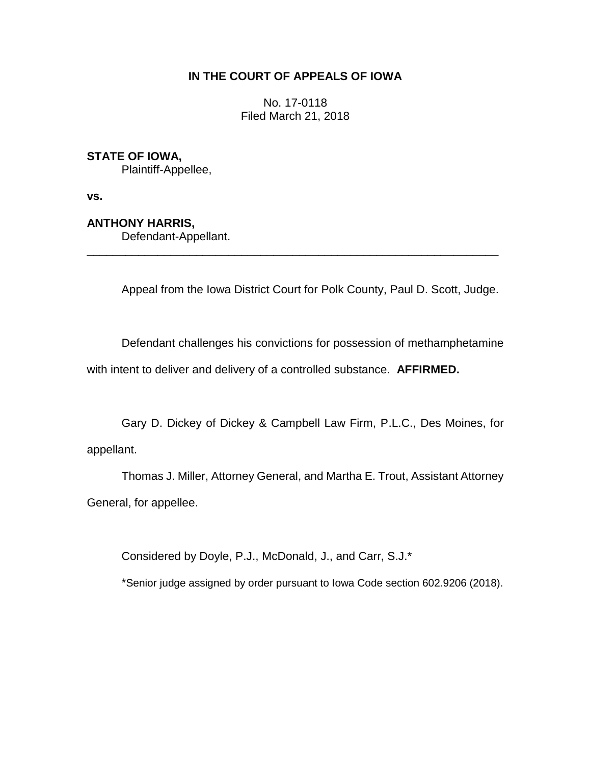**IN THE COURT OF APPEALS OF IOWA**

No. 17-0118
Filed March 21, 2018

**STATE OF IOWA,**
Plaintiff-Appellee,

**vs.**

**ANTHONY HARRIS,**
Defendant-Appellant.

---

Appeal from the Iowa District Court for Polk County, Paul D. Scott, Judge.

Defendant challenges his convictions for possession of methamphetamine with intent to deliver and delivery of a controlled substance. **AFFIRMED.**

Gary D. Dickey of Dickey & Campbell Law Firm, P.L.C., Des Moines, for appellant.

Thomas J. Miller, Attorney General, and Martha E. Trout, Assistant Attorney General, for appellee.

Considered by Doyle, P.J., McDonald, J., and Carr, S.J.*

*Senior judge assigned by order pursuant to Iowa Code section 602.9206 (2018).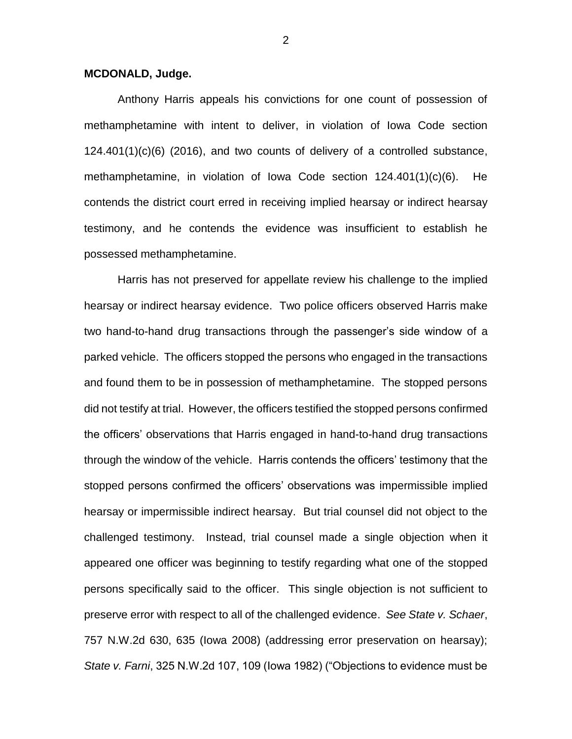**MCDONALD, Judge.**

Anthony Harris appeals his convictions for one count of possession of methamphetamine with intent to deliver, in violation of Iowa Code section 124.401(1)(c)(6) (2016), and two counts of delivery of a controlled substance, methamphetamine, in violation of Iowa Code section 124.401(1)(c)(6). He contends the district court erred in receiving implied hearsay or indirect hearsay testimony, and he contends the evidence was insufficient to establish he possessed methamphetamine.

Harris has not preserved for appellate review his challenge to the implied hearsay or indirect hearsay evidence. Two police officers observed Harris make two hand-to-hand drug transactions through the passenger's side window of a parked vehicle. The officers stopped the persons who engaged in the transactions and found them to be in possession of methamphetamine. The stopped persons did not testify at trial. However, the officers testified the stopped persons confirmed the officers' observations that Harris engaged in hand-to-hand drug transactions through the window of the vehicle. Harris contends the officers' testimony that the stopped persons confirmed the officers' observations was impermissible implied hearsay or impermissible indirect hearsay. But trial counsel did not object to the challenged testimony. Instead, trial counsel made a single objection when it appeared one officer was beginning to testify regarding what one of the stopped persons specifically said to the officer. This single objection is not sufficient to preserve error with respect to all of the challenged evidence. *See State v. Schaer*, 757 N.W.2d 630, 635 (Iowa 2008) (addressing error preservation on hearsay); *State v. Farni*, 325 N.W.2d 107, 109 (Iowa 1982) ("Objections to evidence must be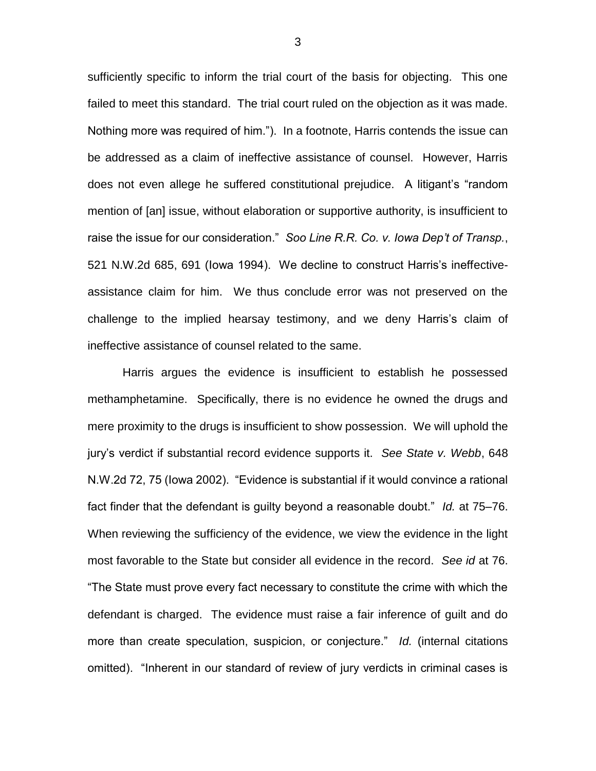sufficiently specific to inform the trial court of the basis for objecting. This one failed to meet this standard. The trial court ruled on the objection as it was made. Nothing more was required of him."). In a footnote, Harris contends the issue can be addressed as a claim of ineffective assistance of counsel. However, Harris does not even allege he suffered constitutional prejudice. A litigant's "random mention of [an] issue, without elaboration or supportive authority, is insufficient to raise the issue for our consideration." *Soo Line R.R. Co. v. Iowa Dep't of Transp.*, 521 N.W.2d 685, 691 (Iowa 1994). We decline to construct Harris's ineffective-assistance claim for him. We thus conclude error was not preserved on the challenge to the implied hearsay testimony, and we deny Harris's claim of ineffective assistance of counsel related to the same.

Harris argues the evidence is insufficient to establish he possessed methamphetamine. Specifically, there is no evidence he owned the drugs and mere proximity to the drugs is insufficient to show possession. We will uphold the jury's verdict if substantial record evidence supports it. *See State v. Webb*, 648 N.W.2d 72, 75 (Iowa 2002). "Evidence is substantial if it would convince a rational fact finder that the defendant is guilty beyond a reasonable doubt." *Id.* at 75–76. When reviewing the sufficiency of the evidence, we view the evidence in the light most favorable to the State but consider all evidence in the record. *See id* at 76. "The State must prove every fact necessary to constitute the crime with which the defendant is charged. The evidence must raise a fair inference of guilt and do more than create speculation, suspicion, or conjecture." *Id.* (internal citations omitted). "Inherent in our standard of review of jury verdicts in criminal cases is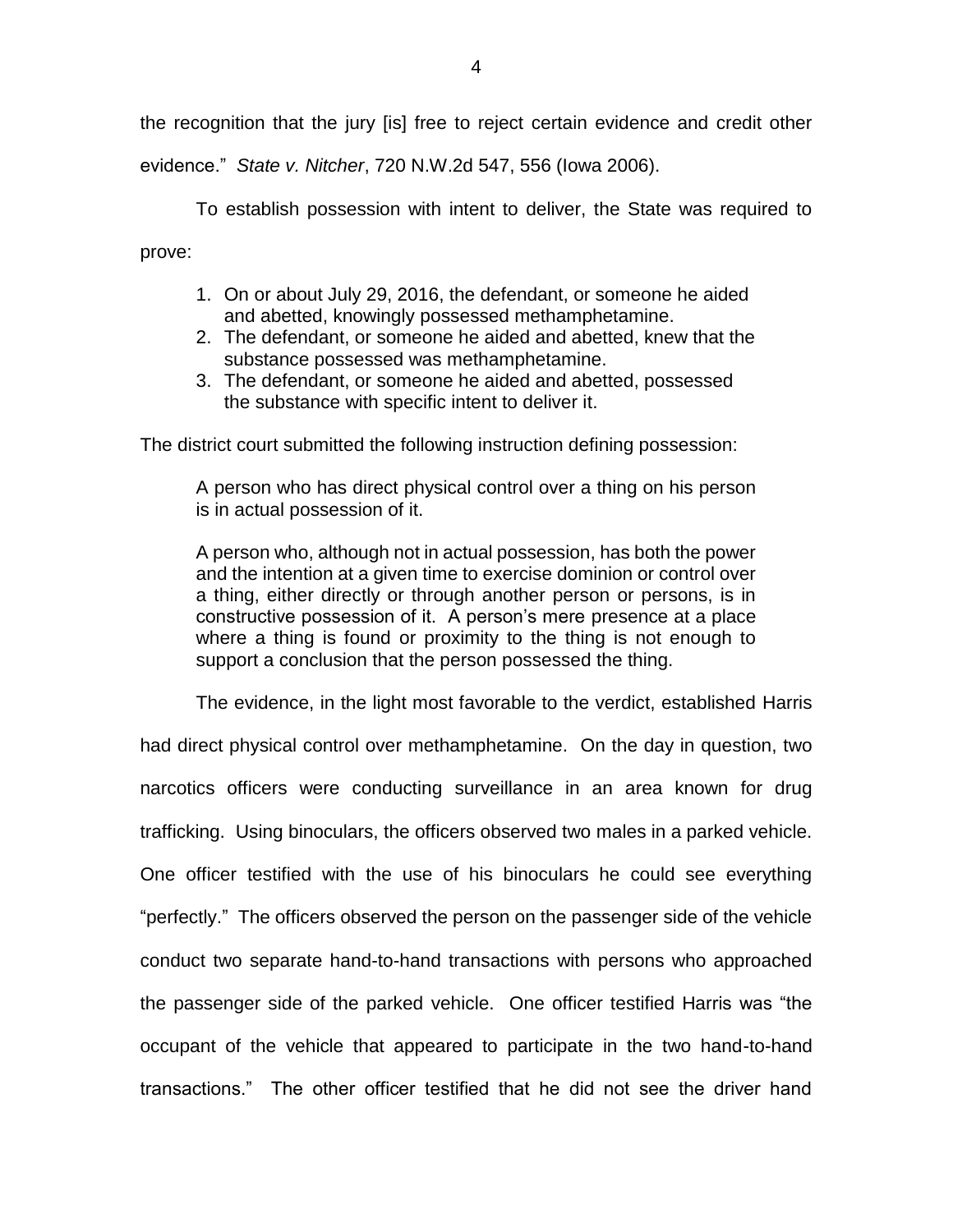the recognition that the jury [is] free to reject certain evidence and credit other evidence." *State v. Nitcher*, 720 N.W.2d 547, 556 (Iowa 2006).

To establish possession with intent to deliver, the State was required to prove:

> 1. On or about July 29, 2016, the defendant, or someone he aided and abetted, knowingly possessed methamphetamine.
> 2. The defendant, or someone he aided and abetted, knew that the substance possessed was methamphetamine.
> 3. The defendant, or someone he aided and abetted, possessed the substance with specific intent to deliver it.

The district court submitted the following instruction defining possession:

> A person who has direct physical control over a thing on his person is in actual possession of it.
>
> A person who, although not in actual possession, has both the power and the intention at a given time to exercise dominion or control over a thing, either directly or through another person or persons, is in constructive possession of it. A person's mere presence at a place where a thing is found or proximity to the thing is not enough to support a conclusion that the person possessed the thing.

The evidence, in the light most favorable to the verdict, established Harris had direct physical control over methamphetamine. On the day in question, two narcotics officers were conducting surveillance in an area known for drug trafficking. Using binoculars, the officers observed two males in a parked vehicle. One officer testified with the use of his binoculars he could see everything "perfectly." The officers observed the person on the passenger side of the vehicle conduct two separate hand-to-hand transactions with persons who approached the passenger side of the parked vehicle. One officer testified Harris was "the occupant of the vehicle that appeared to participate in the two hand-to-hand transactions." The other officer testified that he did not see the driver hand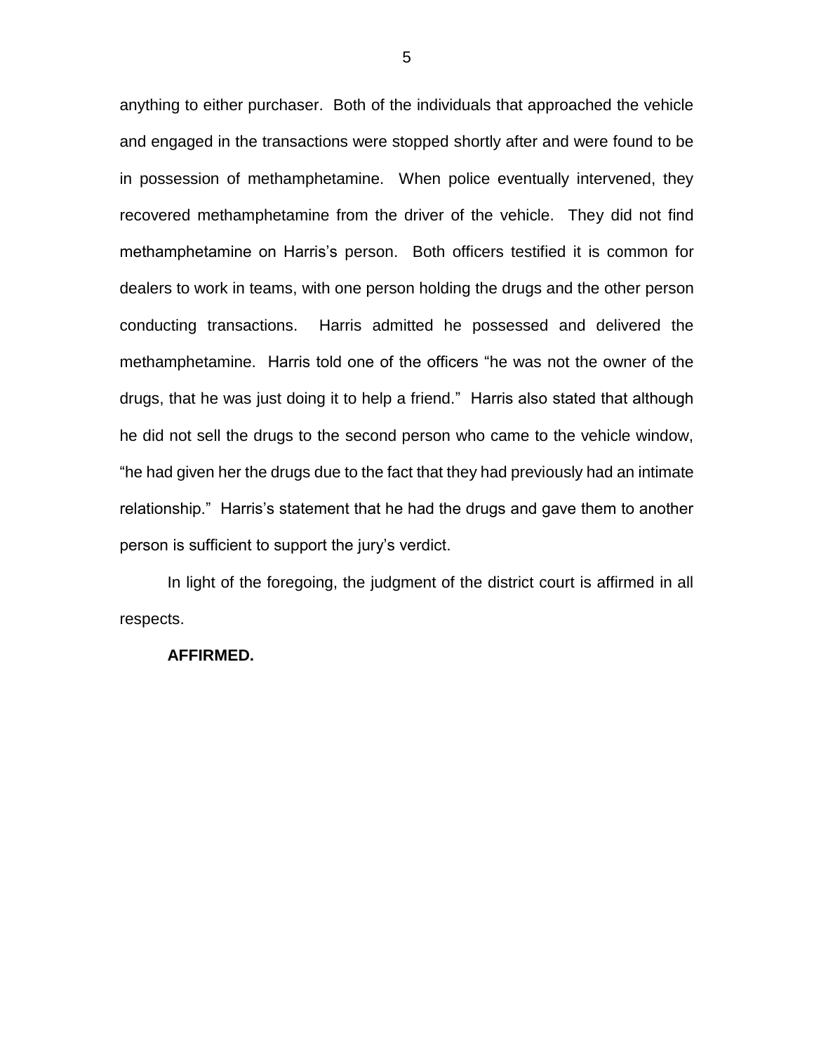anything to either purchaser. Both of the individuals that approached the vehicle and engaged in the transactions were stopped shortly after and were found to be in possession of methamphetamine. When police eventually intervened, they recovered methamphetamine from the driver of the vehicle. They did not find methamphetamine on Harris's person. Both officers testified it is common for dealers to work in teams, with one person holding the drugs and the other person conducting transactions. Harris admitted he possessed and delivered the methamphetamine. Harris told one of the officers "he was not the owner of the drugs, that he was just doing it to help a friend." Harris also stated that although he did not sell the drugs to the second person who came to the vehicle window, "he had given her the drugs due to the fact that they had previously had an intimate relationship." Harris's statement that he had the drugs and gave them to another person is sufficient to support the jury's verdict.

In light of the foregoing, the judgment of the district court is affirmed in all respects.

**AFFIRMED.**